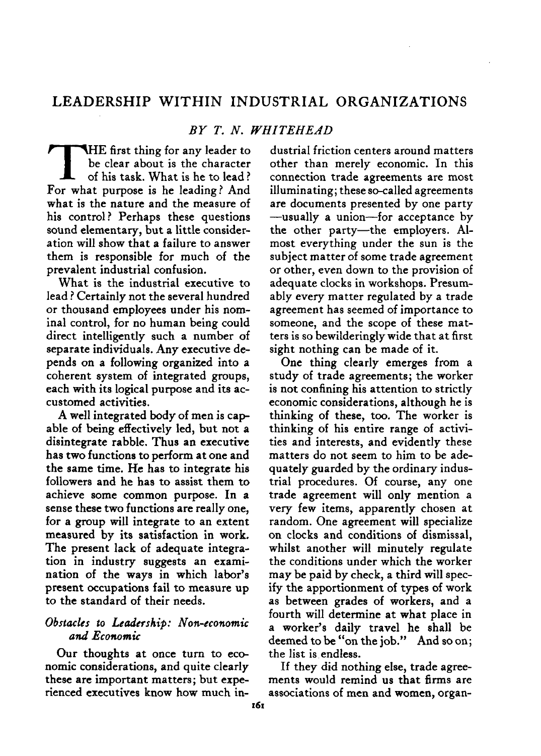# LEADERSHIP WITHIN INDUSTRIAL ORGANIZATIONS

*BY T. N. WHITEHEAD*

THE first thing for any leader to be clear about is the character of his task. What is he to lead? For what purpose is he leading? And what is the nature and the measure of his control? Perhaps these questions sound elementary, but a little consideration will show that a failure to answer them is responsible for much of the prevalent industrial confusion.

What is the industrial executive to lead? Certainly not the several hundred or thousand employees under his nominal control, for no human being could direct intelligently such a number of separate individuals. Any executive depends on a following organized into a coherent system of integrated groups, each with its logical purpose and its accustomed activities.

A well integrated body of men is capable of being effectively led, but not a disintegrate rabble. Thus an executive has two functions to perform at one and the same time. He has to integrate his followers and he has to assist them to achieve some common purpose. In a sense these two functions are really one, for a group will integrate to an extent measured by its satisfaction in work. The present lack of adequate integration in industry suggests an examination of the ways in which labor's present occupations fail to measure up to the standard of their needs.

## *Obstacles to Leadership: Non-economic and Economic*

Our thoughts at once turn to economic considerations, and quite clearly these are important matters; but experienced executives know how much industrial friction centers around matters other than merely economic. In this connection trade agreements are most illuminating; these so-called agreements are documents presented by one party—usually a union—for acceptance by the other party—the employers. Almost everything under the sun is the subject matter of some trade agreement or other, even down to the provision of adequate clocks in workshops. Presumably every matter regulated by a trade agreement has seemed of importance to someone, and the scope of these matters is so bewilderingly wide that at first sight nothing can be made of it.

One thing clearly emerges from a study of trade agreements; the worker is not confining his attention to strictly economic considerations, although he is thinking of these, too. The worker is thinking of his entire range of activities and interests, and evidently these matters do not seem to him to be adequately guarded by the ordinary industrial procedures. Of course, any one trade agreement will only mention a very few items, apparently chosen at random. One agreement will specialize on clocks and conditions of dismissal, whilst another will minutely regulate the conditions under which the worker may be paid by check, a third will specify the apportionment of types of work as between grades of workers, and a fourth will determine at what place in a worker's daily travel he shall be deemed to be "on the job." And so on; the list is endless.

If they did nothing else, trade agreements would remind us that firms are associations of men and women, organ-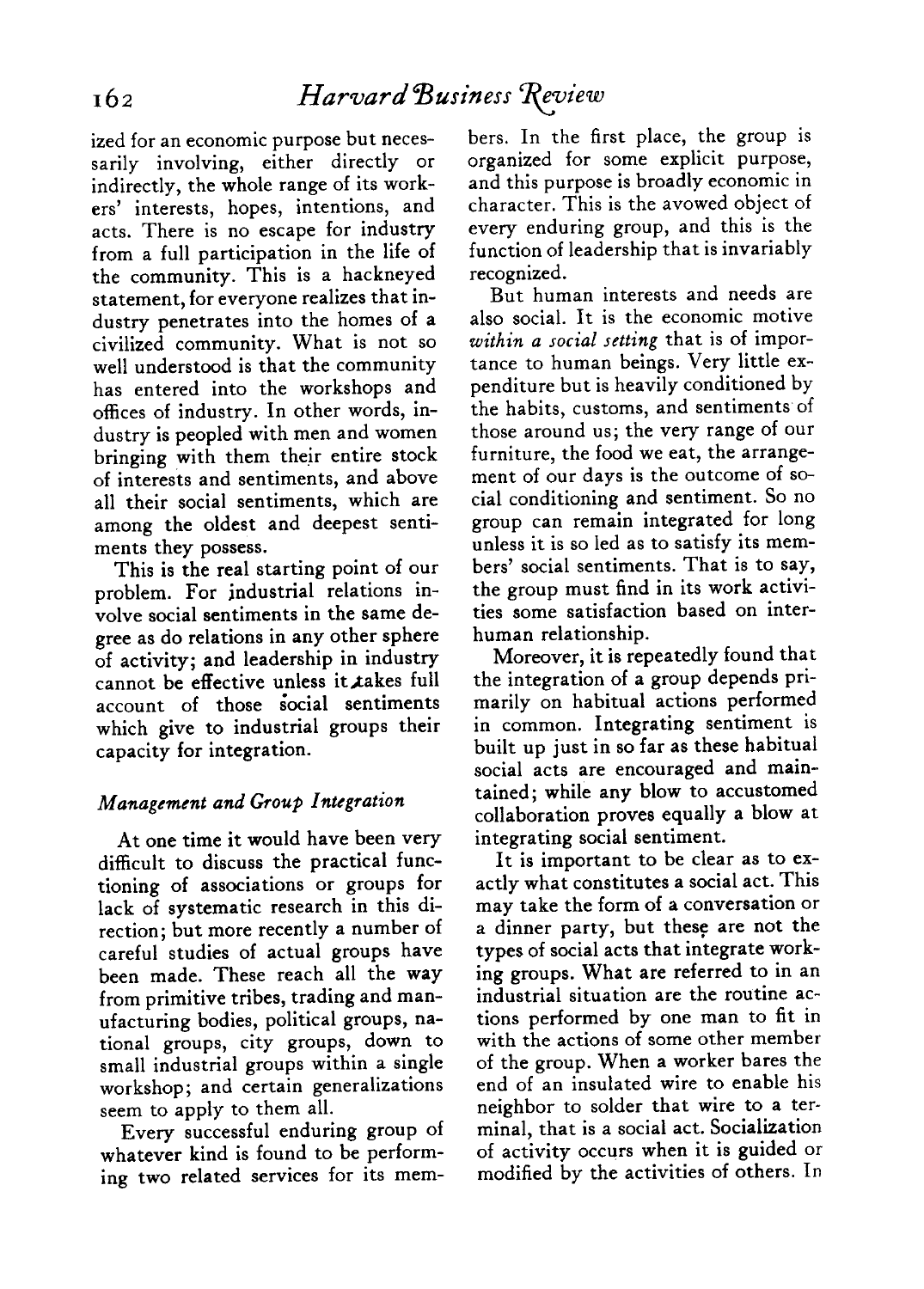ized for an economic purpose but necessarily involving, either directly or indirectly, the whole range of its workers' interests, hopes, intentions, and acts. There is no escape for industry from a full participation in the life of the community. This is a hackneyed statement, for everyone realizes that industry penetrates into the homes of a civilized community. What is not so well understood is that the community has entered into the workshops and offices of industry. In other words, industry is peopled with men and women bringing with them their entire stock of interests and sentiments, and above all their social sentiments, which are among the oldest and deepest sentiments they possess.

This is the real starting point of our problem. For industrial relations involve social sentiments in the same degree as do relations in any other sphere of activity; and leadership in industry cannot be effective unless it takes full account of those social sentiments which give to industrial groups their capacity for integration.

### *Management and Group Integration*

At one time it would have been very difficult to discuss the practical functioning of associations or groups for lack of systematic research in this direction; but more recently a number of careful studies of actual groups have been made. These reach all the way from primitive tribes, trading and manufacturing bodies, political groups, national groups, city groups, down to small industrial groups within a single workshop; and certain generalizations seem to apply to them all.

Every successful enduring group of whatever kind is found to be performing two related services for its members. In the first place, the group is organized for some explicit purpose, and this purpose is broadly economic in character. This is the avowed object of every enduring group, and this is the function of leadership that is invariably recognized.

But human interests and needs are also social. It is the economic motive *within a social setting* that is of importance to human beings. Very little expenditure but is heavily conditioned by the habits, customs, and sentiments of those around us; the very range of our furniture, the food we eat, the arrangement of our days is the outcome of social conditioning and sentiment. So no group can remain integrated for long unless it is so led as to satisfy its members' social sentiments. That is to say, the group must find in its work activities some satisfaction based on inter-human relationship.

Moreover, it is repeatedly found that the integration of a group depends primarily on habitual actions performed in common. Integrating sentiment is built up just in so far as these habitual social acts are encouraged and maintained; while any blow to accustomed collaboration proves equally a blow at integrating social sentiment.

It is important to be clear as to exactly what constitutes a social act. This may take the form of a conversation or a dinner party, but these are not the types of social acts that integrate working groups. What are referred to in an industrial situation are the routine actions performed by one man to fit in with the actions of some other member of the group. When a worker bares the end of an insulated wire to enable his neighbor to solder that wire to a terminal, that is a social act. Socialization of activity occurs when it is guided or modified by the activities of others. In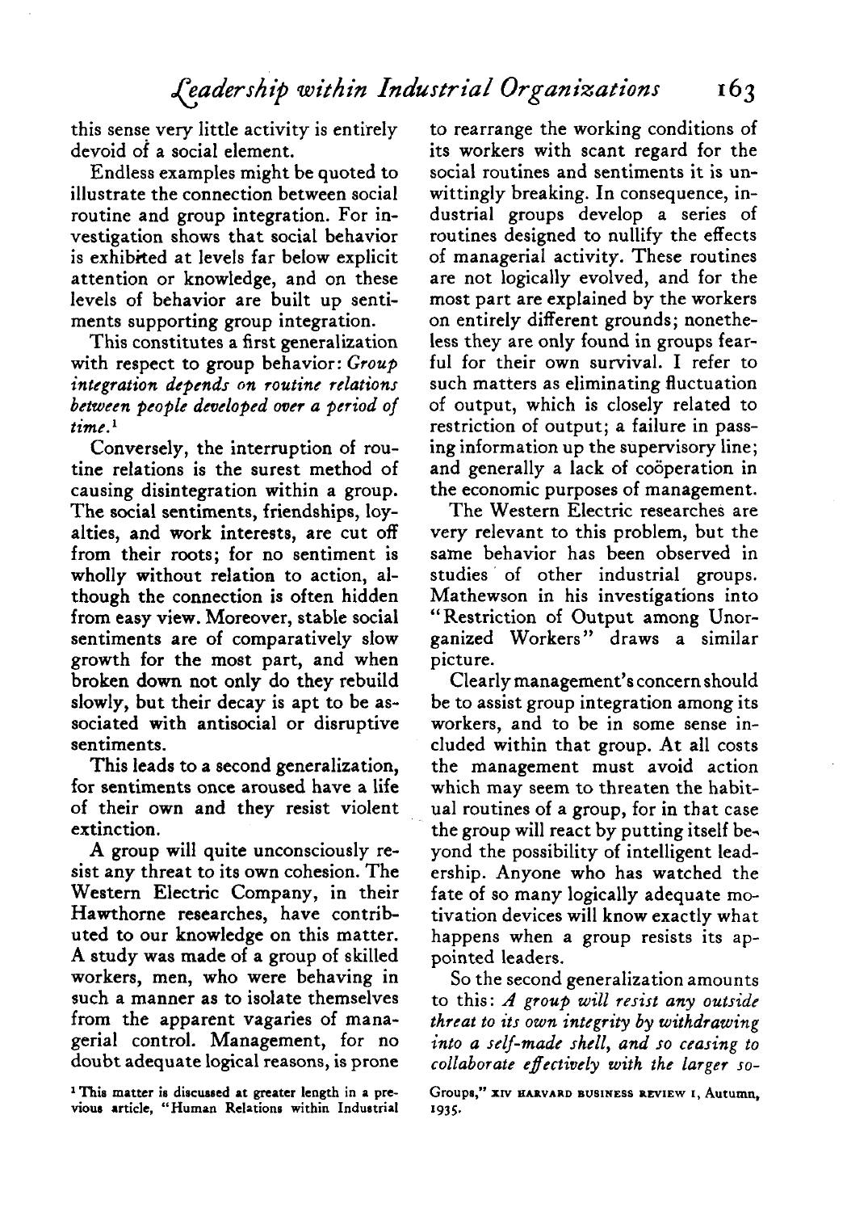this sense very little activity is entirely devoid of a social element.

Endless examples might be quoted to illustrate the connection between social routine and group integration. For investigation shows that social behavior is exhibited at levels far below explicit attention or knowledge, and on these levels of behavior are built up sentiments supporting group integration.

This constitutes a first generalization with respect to group behavior: *Group integration depends on routine relations between people developed over a period of time.*[1]

Conversely, the interruption of routine relations is the surest method of causing disintegration within a group. The social sentiments, friendships, loyalties, and work interests, are cut off from their roots; for no sentiment is wholly without relation to action, although the connection is often hidden from easy view. Moreover, stable social sentiments are of comparatively slow growth for the most part, and when broken down not only do they rebuild slowly, but their decay is apt to be associated with antisocial or disruptive sentiments.

This leads to a second generalization, for sentiments once aroused have a life of their own and they resist violent extinction.

A group will quite unconsciously resist any threat to its own cohesion. The Western Electric Company, in their Hawthorne researches, have contributed to our knowledge on this matter. A study was made of a group of skilled workers, men, who were behaving in such a manner as to isolate themselves from the apparent vagaries of managerial control. Management, for no doubt adequate logical reasons, is prone to rearrange the working conditions of its workers with scant regard for the social routines and sentiments it is unwittingly breaking. In consequence, industrial groups develop a series of routines designed to nullify the effects of managerial activity. These routines are not logically evolved, and for the most part are explained by the workers on entirely different grounds; nonetheless they are only found in groups fearful for their own survival. I refer to such matters as eliminating fluctuation of output, which is closely related to restriction of output; a failure in passing information up the supervisory line; and generally a lack of coöperation in the economic purposes of management.

The Western Electric researches are very relevant to this problem, but the same behavior has been observed in studies of other industrial groups. Mathewson in his investigations into "Restriction of Output among Unorganized Workers" draws a similar picture.

Clearly management's concern should be to assist group integration among its workers, and to be in some sense included within that group. At all costs the management must avoid action which may seem to threaten the habitual routines of a group, for in that case the group will react by putting itself beyond the possibility of intelligent leadership. Anyone who has watched the fate of so many logically adequate motivation devices will know exactly what happens when a group resists its appointed leaders.

So the second generalization amounts to this: *A group will resist any outside threat to its own integrity by withdrawing into a self-made shell, and so ceasing to collaborate effectively with the larger so-*

[1] This matter is discussed at greater length in a previous article, "Human Relations within Industrial Groups," XIV HARVARD BUSINESS REVIEW 1, Autumn, 1935.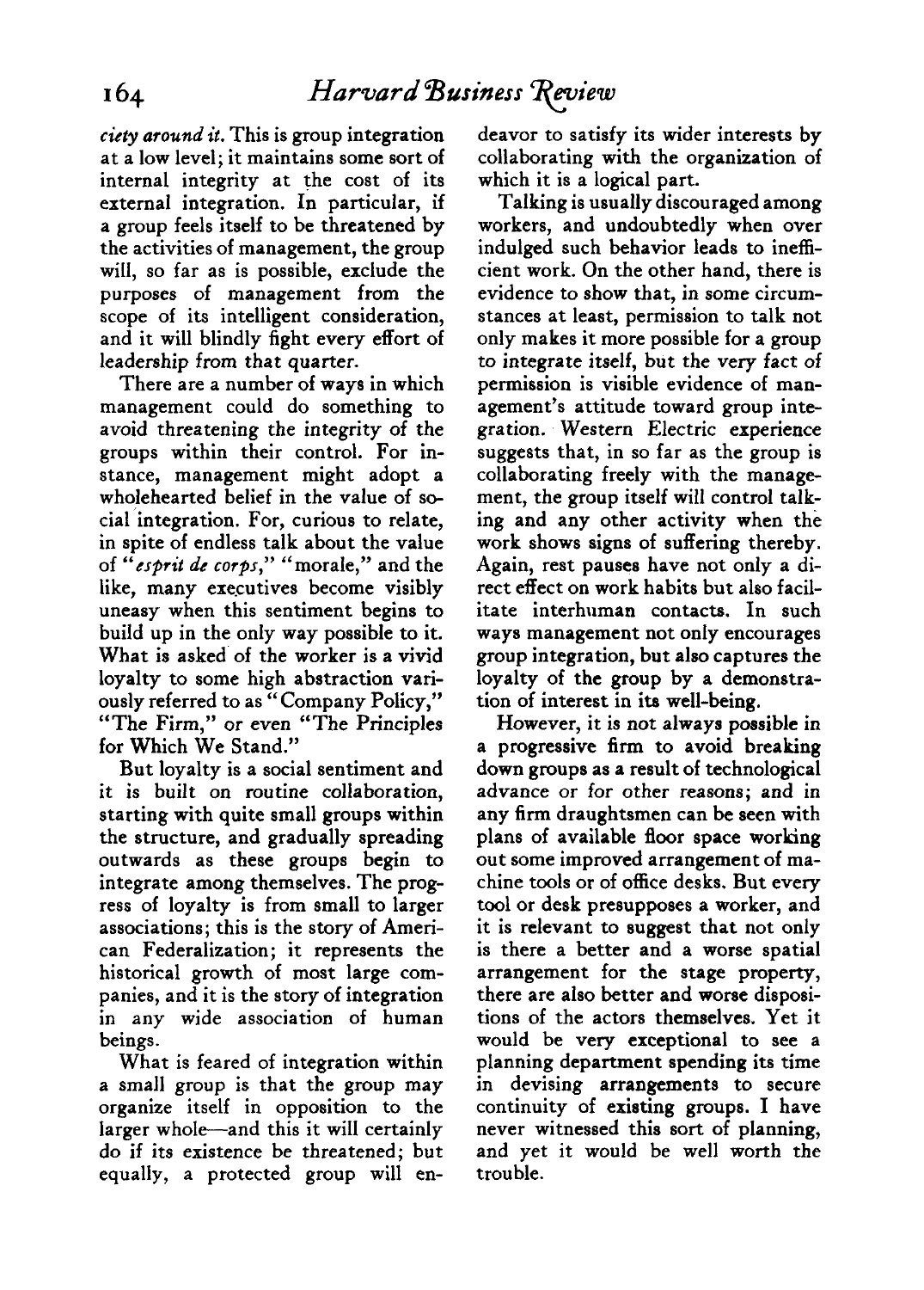*ciety around it.* This is group integration at a low level; it maintains some sort of internal integrity at the cost of its external integration. In particular, if a group feels itself to be threatened by the activities of management, the group will, so far as is possible, exclude the purposes of management from the scope of its intelligent consideration, and it will blindly fight every effort of leadership from that quarter.

There are a number of ways in which management could do something to avoid threatening the integrity of the groups within their control. For instance, management might adopt a wholehearted belief in the value of social integration. For, curious to relate, in spite of endless talk about the value of "*esprit de corps*," "morale," and the like, many executives become visibly uneasy when this sentiment begins to build up in the only way possible to it. What is asked of the worker is a vivid loyalty to some high abstraction variously referred to as "Company Policy," "The Firm," or even "The Principles for Which We Stand."

But loyalty is a social sentiment and it is built on routine collaboration, starting with quite small groups within the structure, and gradually spreading outwards as these groups begin to integrate among themselves. The progress of loyalty is from small to larger associations; this is the story of American Federalization; it represents the historical growth of most large companies, and it is the story of integration in any wide association of human beings.

What is feared of integration within a small group is that the group may organize itself in opposition to the larger whole—and this it will certainly do if its existence be threatened; but equally, a protected group will endeavor to satisfy its wider interests by collaborating with the organization of which it is a logical part.

Talking is usually discouraged among workers, and undoubtedly when over indulged such behavior leads to inefficient work. On the other hand, there is evidence to show that, in some circumstances at least, permission to talk not only makes it more possible for a group to integrate itself, but the very fact of permission is visible evidence of management's attitude toward group integration. Western Electric experience suggests that, in so far as the group is collaborating freely with the management, the group itself will control talking and any other activity when the work shows signs of suffering thereby. Again, rest pauses have not only a direct effect on work habits but also facilitate interhuman contacts. In such ways management not only encourages group integration, but also captures the loyalty of the group by a demonstration of interest in its well-being.

However, it is not always possible in a progressive firm to avoid breaking down groups as a result of technological advance or for other reasons; and in any firm draughtsmen can be seen with plans of available floor space working out some improved arrangement of machine tools or of office desks. But every tool or desk presupposes a worker, and it is relevant to suggest that not only is there a better and a worse spatial arrangement for the stage property, there are also better and worse dispositions of the actors themselves. Yet it would be very exceptional to see a planning department spending its time in devising arrangements to secure continuity of existing groups. I have never witnessed this sort of planning, and yet it would be well worth the trouble.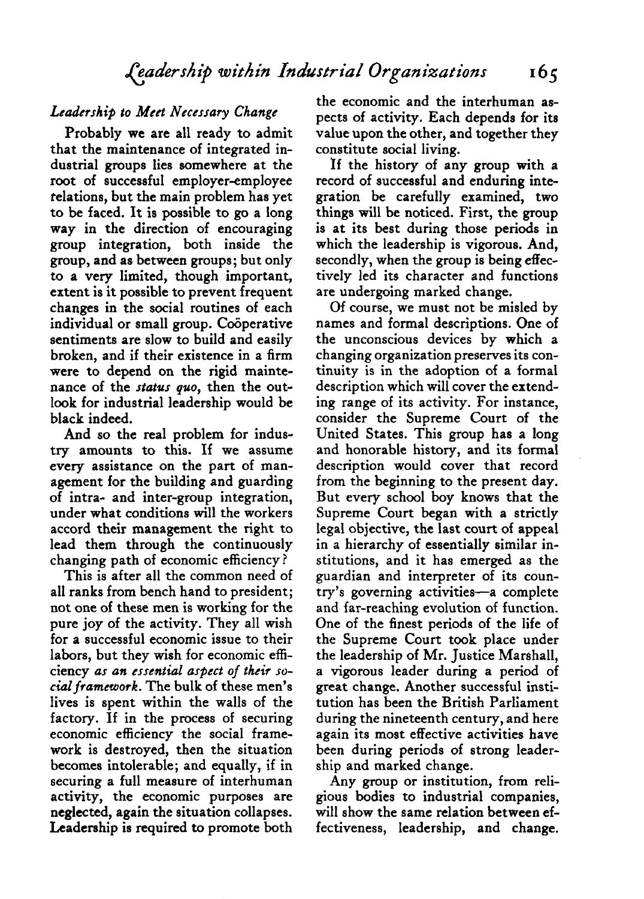### *Leadership to Meet Necessary Change*

Probably we are all ready to admit that the maintenance of integrated industrial groups lies somewhere at the root of successful employer-employee relations, but the main problem has yet to be faced. It is possible to go a long way in the direction of encouraging group integration, both inside the group, and as between groups; but only to a very limited, though important, extent is it possible to prevent frequent changes in the social routines of each individual or small group. Coöperative sentiments are slow to build and easily broken, and if their existence in a firm were to depend on the rigid maintenance of the *status quo*, then the outlook for industrial leadership would be black indeed.

And so the real problem for industry amounts to this. If we assume every assistance on the part of management for the building and guarding of intra- and inter-group integration, under what conditions will the workers accord their management the right to lead them through the continuously changing path of economic efficiency?

This is after all the common need of all ranks from bench hand to president; not one of these men is working for the pure joy of the activity. They all wish for a successful economic issue to their labors, but they wish for economic efficiency *as an essential aspect of their social framework*. The bulk of these men's lives is spent within the walls of the factory. If in the process of securing economic efficiency the social framework is destroyed, then the situation becomes intolerable; and equally, if in securing a full measure of interhuman activity, the economic purposes are neglected, again the situation collapses. Leadership is required to promote both the economic and the interhuman aspects of activity. Each depends for its value upon the other, and together they constitute social living.

If the history of any group with a record of successful and enduring integration be carefully examined, two things will be noticed. First, the group is at its best during those periods in which the leadership is vigorous. And, secondly, when the group is being effectively led its character and functions are undergoing marked change.

Of course, we must not be misled by names and formal descriptions. One of the unconscious devices by which a changing organization preserves its continuity is in the adoption of a formal description which will cover the extending range of its activity. For instance, consider the Supreme Court of the United States. This group has a long and honorable history, and its formal description would cover that record from the beginning to the present day. But every school boy knows that the Supreme Court began with a strictly legal objective, the last court of appeal in a hierarchy of essentially similar institutions, and it has emerged as the guardian and interpreter of its country's governing activities—a complete and far-reaching evolution of function. One of the finest periods of the life of the Supreme Court took place under the leadership of Mr. Justice Marshall, a vigorous leader during a period of great change. Another successful institution has been the British Parliament during the nineteenth century, and here again its most effective activities have been during periods of strong leadership and marked change.

Any group or institution, from religious bodies to industrial companies, will show the same relation between effectiveness, leadership, and change.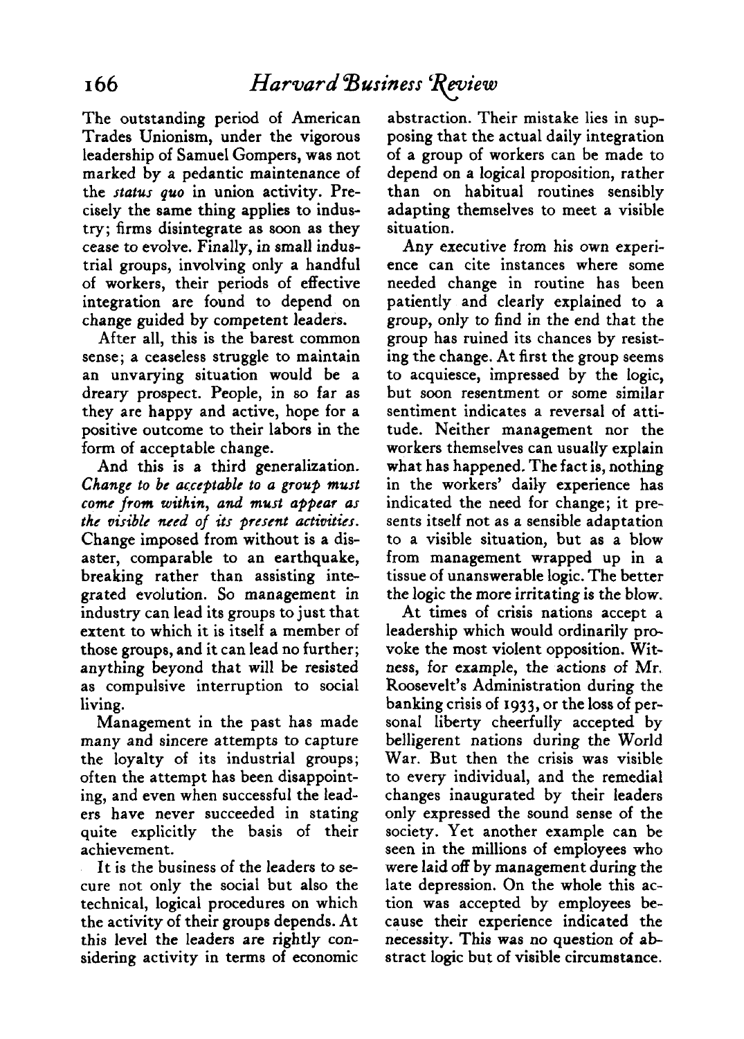The outstanding period of American Trades Unionism, under the vigorous leadership of Samuel Gompers, was not marked by a pedantic maintenance of the *status quo* in union activity. Precisely the same thing applies to industry; firms disintegrate as soon as they cease to evolve. Finally, in small industrial groups, involving only a handful of workers, their periods of effective integration are found to depend on change guided by competent leaders.

After all, this is the barest common sense; a ceaseless struggle to maintain an unvarying situation would be a dreary prospect. People, in so far as they are happy and active, hope for a positive outcome to their labors in the form of acceptable change.

And this is a third generalization. *Change to be acceptable to a group must come from within, and must appear as the visible need of its present activities.* Change imposed from without is a disaster, comparable to an earthquake, breaking rather than assisting integrated evolution. So management in industry can lead its groups to just that extent to which it is itself a member of those groups, and it can lead no further; anything beyond that will be resisted as compulsive interruption to social living.

Management in the past has made many and sincere attempts to capture the loyalty of its industrial groups; often the attempt has been disappointing, and even when successful the leaders have never succeeded in stating quite explicitly the basis of their achievement.

It is the business of the leaders to secure not only the social but also the technical, logical procedures on which the activity of their groups depends. At this level the leaders are rightly considering activity in terms of economic abstraction. Their mistake lies in supposing that the actual daily integration of a group of workers can be made to depend on a logical proposition, rather than on habitual routines sensibly adapting themselves to meet a visible situation.

Any executive from his own experience can cite instances where some needed change in routine has been patiently and clearly explained to a group, only to find in the end that the group has ruined its chances by resisting the change. At first the group seems to acquiesce, impressed by the logic, but soon resentment or some similar sentiment indicates a reversal of attitude. Neither management nor the workers themselves can usually explain what has happened. The fact is, nothing in the workers' daily experience has indicated the need for change; it presents itself not as a sensible adaptation to a visible situation, but as a blow from management wrapped up in a tissue of unanswerable logic. The better the logic the more irritating is the blow.

At times of crisis nations accept a leadership which would ordinarily provoke the most violent opposition. Witness, for example, the actions of Mr. Roosevelt's Administration during the banking crisis of 1933, or the loss of personal liberty cheerfully accepted by belligerent nations during the World War. But then the crisis was visible to every individual, and the remedial changes inaugurated by their leaders only expressed the sound sense of the society. Yet another example can be seen in the millions of employees who were laid off by management during the late depression. On the whole this action was accepted by employees because their experience indicated the necessity. This was no question of abstract logic but of visible circumstance.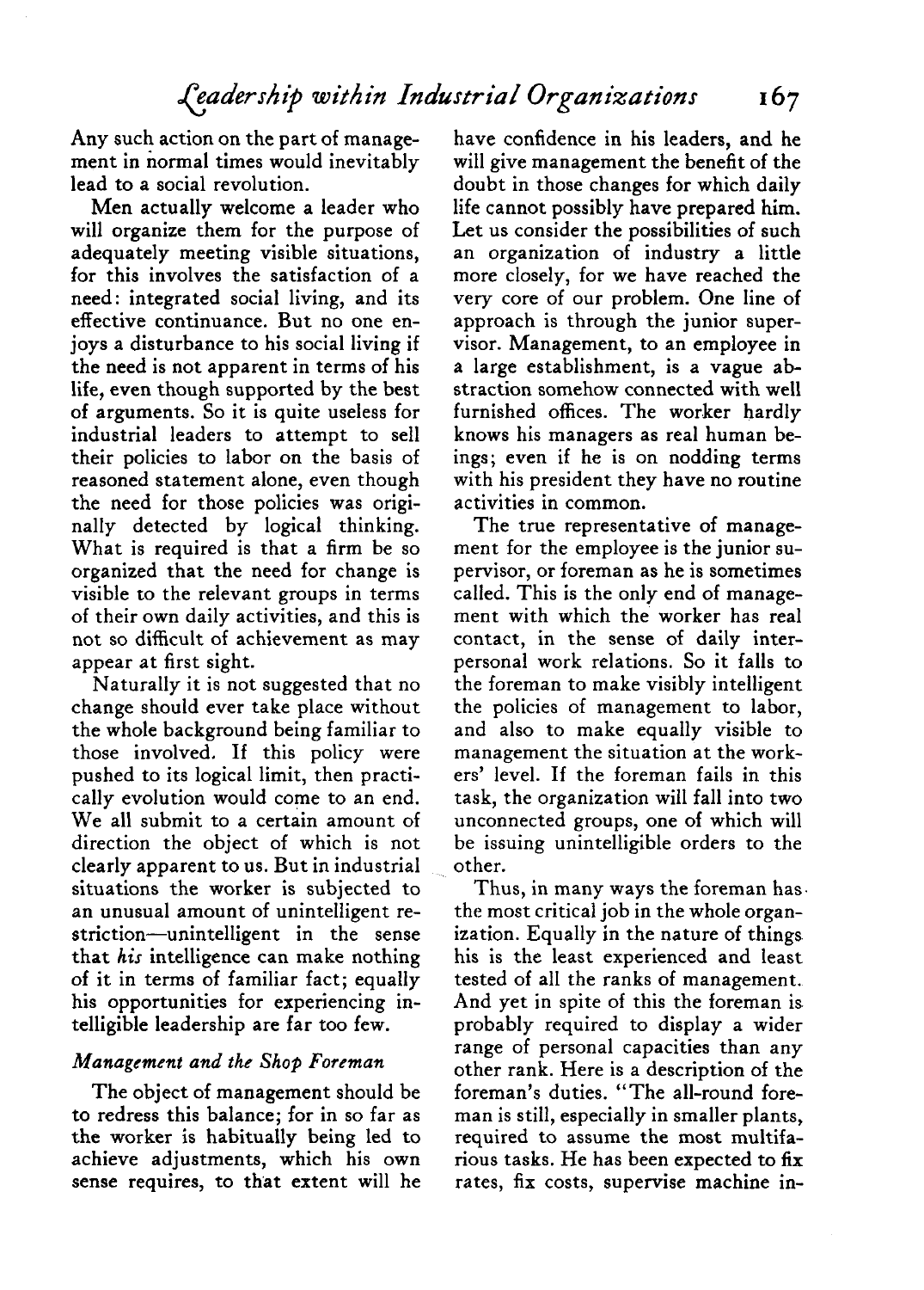Any such action on the part of management in normal times would inevitably lead to a social revolution.

Men actually welcome a leader who will organize them for the purpose of adequately meeting visible situations, for this involves the satisfaction of a need: integrated social living, and its effective continuance. But no one enjoys a disturbance to his social living if the need is not apparent in terms of his life, even though supported by the best of arguments. So it is quite useless for industrial leaders to attempt to sell their policies to labor on the basis of reasoned statement alone, even though the need for those policies was originally detected by logical thinking. What is required is that a firm be so organized that the need for change is visible to the relevant groups in terms of their own daily activities, and this is not so difficult of achievement as may appear at first sight.

Naturally it is not suggested that no change should ever take place without the whole background being familiar to those involved. If this policy were pushed to its logical limit, then practically evolution would come to an end. We all submit to a certain amount of direction the object of which is not clearly apparent to us. But in industrial situations the worker is subjected to an unusual amount of unintelligent restriction—unintelligent in the sense that *his* intelligence can make nothing of it in terms of familiar fact; equally his opportunities for experiencing intelligible leadership are far too few.

### *Management and the Shop Foreman*

The object of management should be to redress this balance; for in so far as the worker is habitually being led to achieve adjustments, which his own sense requires, to that extent will he have confidence in his leaders, and he will give management the benefit of the doubt in those changes for which daily life cannot possibly have prepared him. Let us consider the possibilities of such an organization of industry a little more closely, for we have reached the very core of our problem. One line of approach is through the junior supervisor. Management, to an employee in a large establishment, is a vague abstraction somehow connected with well furnished offices. The worker hardly knows his managers as real human beings; even if he is on nodding terms with his president they have no routine activities in common.

The true representative of management for the employee is the junior supervisor, or foreman as he is sometimes called. This is the only end of management with which the worker has real contact, in the sense of daily interpersonal work relations. So it falls to the foreman to make visibly intelligent the policies of management to labor, and also to make equally visible to management the situation at the workers' level. If the foreman fails in this task, the organization will fall into two unconnected groups, one of which will be issuing unintelligible orders to the other.

Thus, in many ways the foreman has the most critical job in the whole organization. Equally in the nature of things his is the least experienced and least tested of all the ranks of management. And yet in spite of this the foreman is probably required to display a wider range of personal capacities than any other rank. Here is a description of the foreman's duties. "The all-round foreman is still, especially in smaller plants, required to assume the most multifarious tasks. He has been expected to fix rates, fix costs, supervise machine in-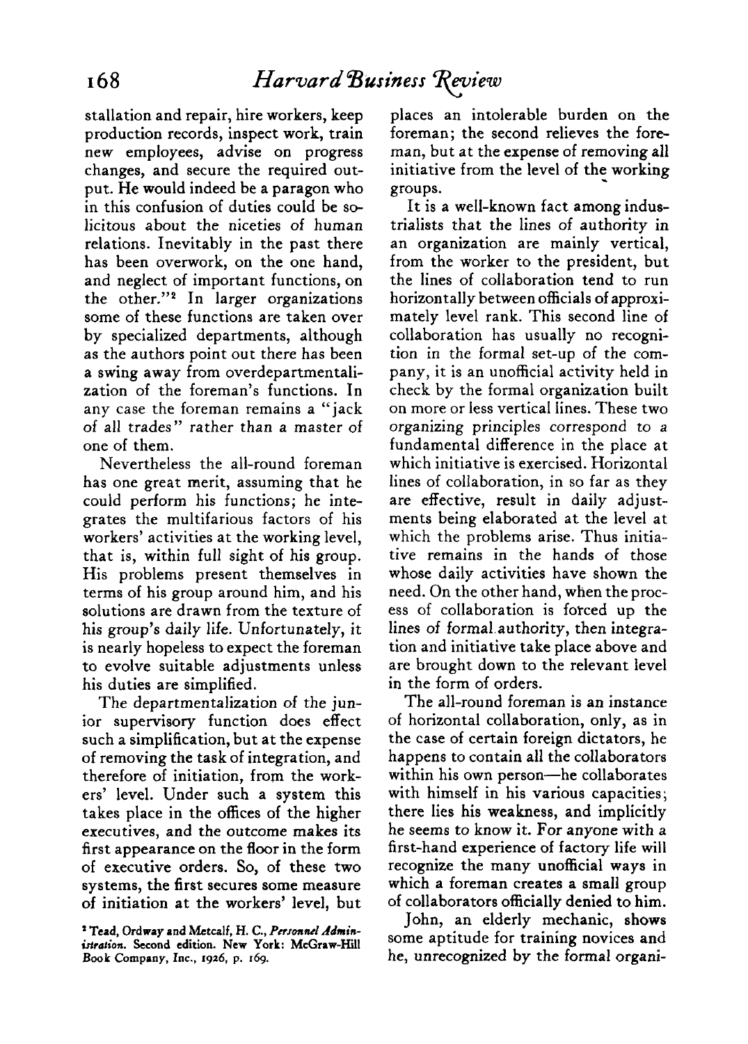stallation and repair, hire workers, keep production records, inspect work, train new employees, advise on progress changes, and secure the required output. He would indeed be a paragon who in this confusion of duties could be solicitous about the niceties of human relations. Inevitably in the past there has been overwork, on the one hand, and neglect of important functions, on the other."[2] In larger organizations some of these functions are taken over by specialized departments, although as the authors point out there has been a swing away from overdepartmentalization of the foreman's functions. In any case the foreman remains a "jack of all trades" rather than a master of one of them.

Nevertheless the all-round foreman has one great merit, assuming that he could perform his functions; he integrates the multifarious factors of his workers' activities at the working level, that is, within full sight of his group. His problems present themselves in terms of his group around him, and his solutions are drawn from the texture of his group's daily life. Unfortunately, it is nearly hopeless to expect the foreman to evolve suitable adjustments unless his duties are simplified.

The departmentalization of the junior supervisory function does effect such a simplification, but at the expense of removing the task of integration, and therefore of initiation, from the workers' level. Under such a system this takes place in the offices of the higher executives, and the outcome makes its first appearance on the floor in the form of executive orders. So, of these two systems, the first secures some measure of initiation at the workers' level, but places an intolerable burden on the foreman; the second relieves the foreman, but at the expense of removing all initiative from the level of the working groups.

It is a well-known fact among industrialists that the lines of authority in an organization are mainly vertical, from the worker to the president, but the lines of collaboration tend to run horizontally between officials of approximately level rank. This second line of collaboration has usually no recognition in the formal set-up of the company, it is an unofficial activity held in check by the formal organization built on more or less vertical lines. These two organizing principles correspond to a fundamental difference in the place at which initiative is exercised. Horizontal lines of collaboration, in so far as they are effective, result in daily adjustments being elaborated at the level at which the problems arise. Thus initiative remains in the hands of those whose daily activities have shown the need. On the other hand, when the process of collaboration is forced up the lines of formal authority, then integration and initiative take place above and are brought down to the relevant level in the form of orders.

The all-round foreman is an instance of horizontal collaboration, only, as in the case of certain foreign dictators, he happens to contain all the collaborators within his own person—he collaborates with himself in his various capacities; there lies his weakness, and implicitly he seems to know it. For anyone with a first-hand experience of factory life will recognize the many unofficial ways in which a foreman creates a small group of collaborators officially denied to him.

John, an elderly mechanic, shows some aptitude for training novices and he, unrecognized by the formal organi-

[2] Tead, Ordway and Metcalf, H. C., *Personnel Administration*. Second edition. New York: McGraw-Hill Book Company, Inc., 1926, p. 169.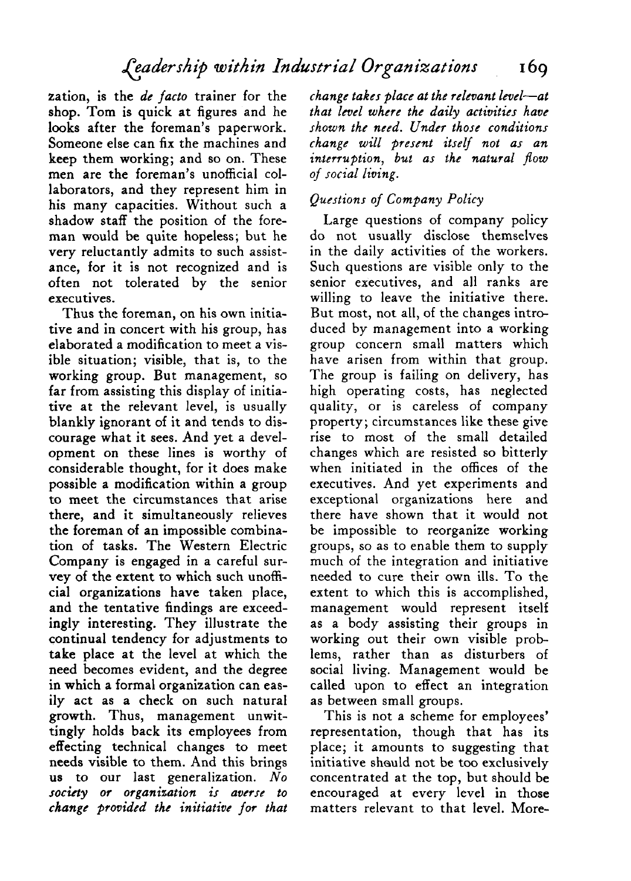zation, is the *de facto* trainer for the shop. Tom is quick at figures and he looks after the foreman's paperwork. Someone else can fix the machines and keep them working; and so on. These men are the foreman's unofficial collaborators, and they represent him in his many capacities. Without such a shadow staff the position of the foreman would be quite hopeless; but he very reluctantly admits to such assistance, for it is not recognized and is often not tolerated by the senior executives.

Thus the foreman, on his own initiative and in concert with his group, has elaborated a modification to meet a visible situation; visible, that is, to the working group. But management, so far from assisting this display of initiative at the relevant level, is usually blankly ignorant of it and tends to discourage what it sees. And yet a development on these lines is worthy of considerable thought, for it does make possible a modification within a group to meet the circumstances that arise there, and it simultaneously relieves the foreman of an impossible combination of tasks. The Western Electric Company is engaged in a careful survey of the extent to which such unofficial organizations have taken place, and the tentative findings are exceedingly interesting. They illustrate the continual tendency for adjustments to take place at the level at which the need becomes evident, and the degree in which a formal organization can easily act as a check on such natural growth. Thus, management unwittingly holds back its employees from effecting technical changes to meet needs visible to them. And this brings us to our last generalization. *No society or organization is averse to change provided the initiative for that change takes place at the relevant level—at that level where the daily activities have shown the need. Under those conditions change will present itself not as an interruption, but as the natural flow of social living.*

### *Questions of Company Policy*

Large questions of company policy do not usually disclose themselves in the daily activities of the workers. Such questions are visible only to the senior executives, and all ranks are willing to leave the initiative there. But most, not all, of the changes introduced by management into a working group concern small matters which have arisen from within that group. The group is failing on delivery, has high operating costs, has neglected quality, or is careless of company property; circumstances like these give rise to most of the small detailed changes which are resisted so bitterly when initiated in the offices of the executives. And yet experiments and exceptional organizations here and there have shown that it would not be impossible to reorganize working groups, so as to enable them to supply much of the integration and initiative needed to cure their own ills. To the extent to which this is accomplished, management would represent itself as a body assisting their groups in working out their own visible problems, rather than as disturbers of social living. Management would be called upon to effect an integration as between small groups.

This is not a scheme for employees' representation, though that has its place; it amounts to suggesting that initiative should not be too exclusively concentrated at the top, but should be encouraged at every level in those matters relevant to that level. More-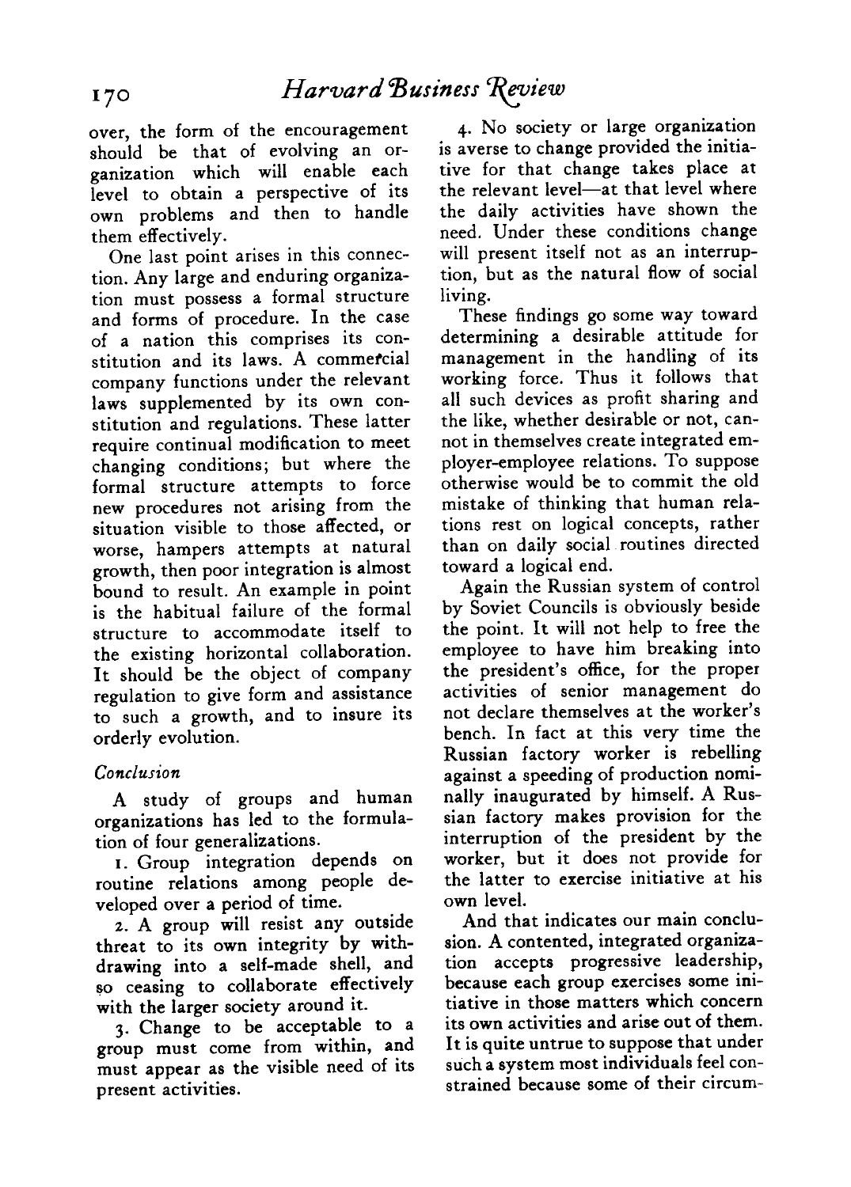over, the form of the encouragement should be that of evolving an organization which will enable each level to obtain a perspective of its own problems and then to handle them effectively.

One last point arises in this connection. Any large and enduring organization must possess a formal structure and forms of procedure. In the case of a nation this comprises its constitution and its laws. A commercial company functions under the relevant laws supplemented by its own constitution and regulations. These latter require continual modification to meet changing conditions; but where the formal structure attempts to force new procedures not arising from the situation visible to those affected, or worse, hampers attempts at natural growth, then poor integration is almost bound to result. An example in point is the habitual failure of the formal structure to accommodate itself to the existing horizontal collaboration. It should be the object of company regulation to give form and assistance to such a growth, and to insure its orderly evolution.

### *Conclusion*

A study of groups and human organizations has led to the formulation of four generalizations.

1. Group integration depends on routine relations among people developed over a period of time.
2. A group will resist any outside threat to its own integrity by withdrawing into a self-made shell, and so ceasing to collaborate effectively with the larger society around it.
3. Change to be acceptable to a group must come from within, and must appear as the visible need of its present activities.
4. No society or large organization is averse to change provided the initiative for that change takes place at the relevant level—at that level where the daily activities have shown the need. Under these conditions change will present itself not as an interruption, but as the natural flow of social living.

These findings go some way toward determining a desirable attitude for management in the handling of its working force. Thus it follows that all such devices as profit sharing and the like, whether desirable or not, cannot in themselves create integrated employer-employee relations. To suppose otherwise would be to commit the old mistake of thinking that human relations rest on logical concepts, rather than on daily social routines directed toward a logical end.

Again the Russian system of control by Soviet Councils is obviously beside the point. It will not help to free the employee to have him breaking into the president's office, for the proper activities of senior management do not declare themselves at the worker's bench. In fact at this very time the Russian factory worker is rebelling against a speeding of production nominally inaugurated by himself. A Russian factory makes provision for the interruption of the president by the worker, but it does not provide for the latter to exercise initiative at his own level.

And that indicates our main conclusion. A contented, integrated organization accepts progressive leadership, because each group exercises some initiative in those matters which concern its own activities and arise out of them. It is quite untrue to suppose that under such a system most individuals feel constrained because some of their circum-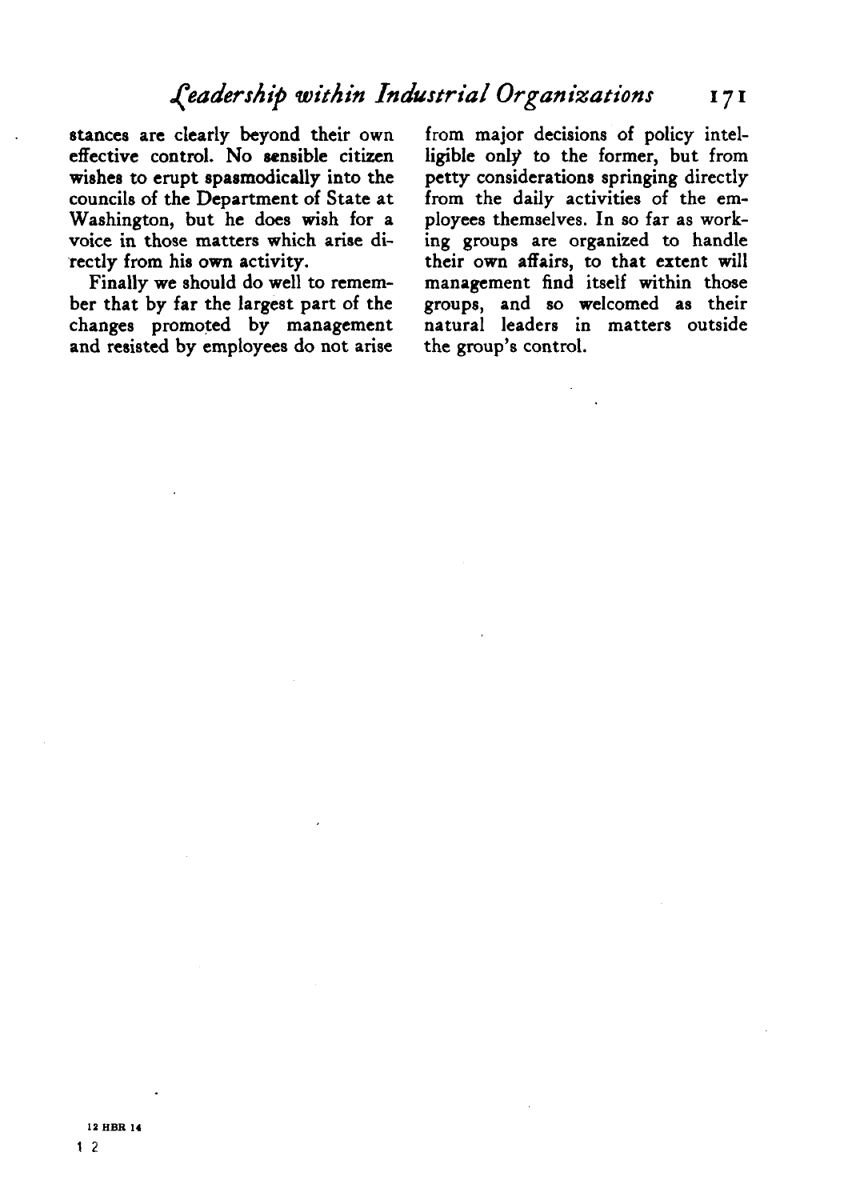stances are clearly beyond their own effective control. No sensible citizen wishes to erupt spasmodically into the councils of the Department of State at Washington, but he does wish for a voice in those matters which arise directly from his own activity.

Finally we should do well to remember that by far the largest part of the changes promoted by management and resisted by employees do not arise from major decisions of policy intelligible only to the former, but from petty considerations springing directly from the daily activities of the employees themselves. In so far as working groups are organized to handle their own affairs, to that extent will management find itself within those groups, and so welcomed as their natural leaders in matters outside the group's control.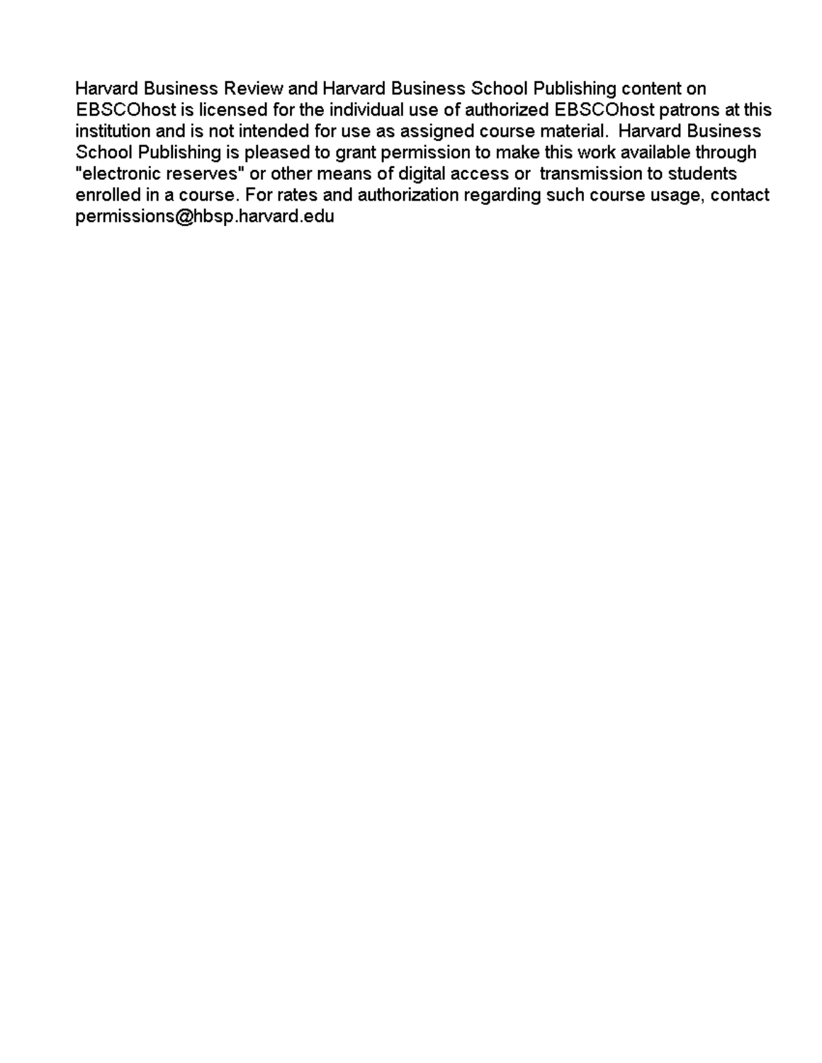Harvard Business Review and Harvard Business School Publishing content on EBSCOhost is licensed for the individual use of authorized EBSCOhost patrons at this institution and is not intended for use as assigned course material. Harvard Business School Publishing is pleased to grant permission to make this work available through "electronic reserves" or other means of digital access or transmission to students enrolled in a course. For rates and authorization regarding such course usage, contact permissions@hbsp.harvard.edu